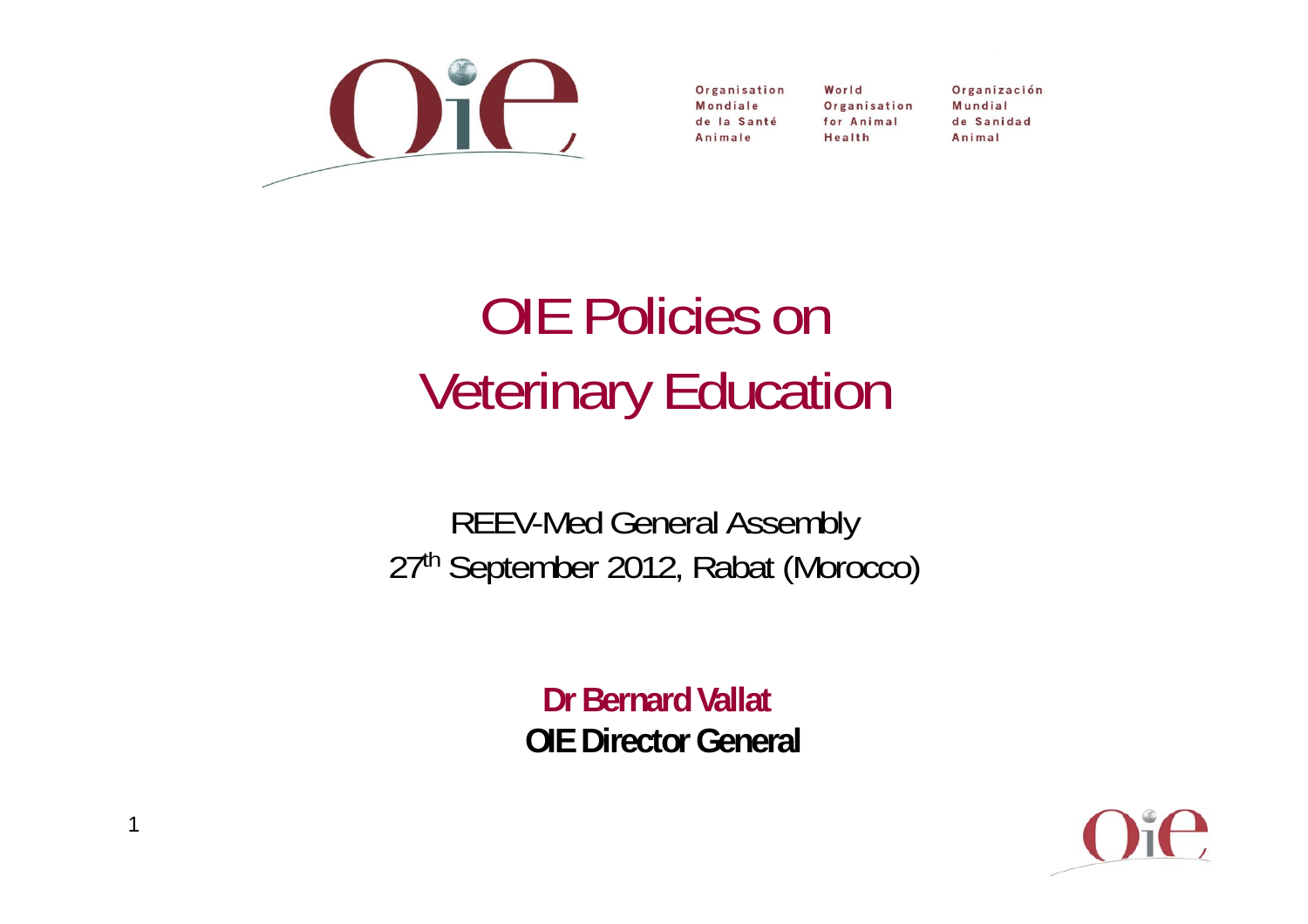Organisation Mondiale de la Santé Animale

World Organisation for Animal Health

Organización Mundial de Sanidad Animal

# OIE Policies on Veterinary Education

REEV-Med General Assembly

27th September 2012, Rabat (Morocco)

**Dr Bernard Vallat**

**OIE Director General**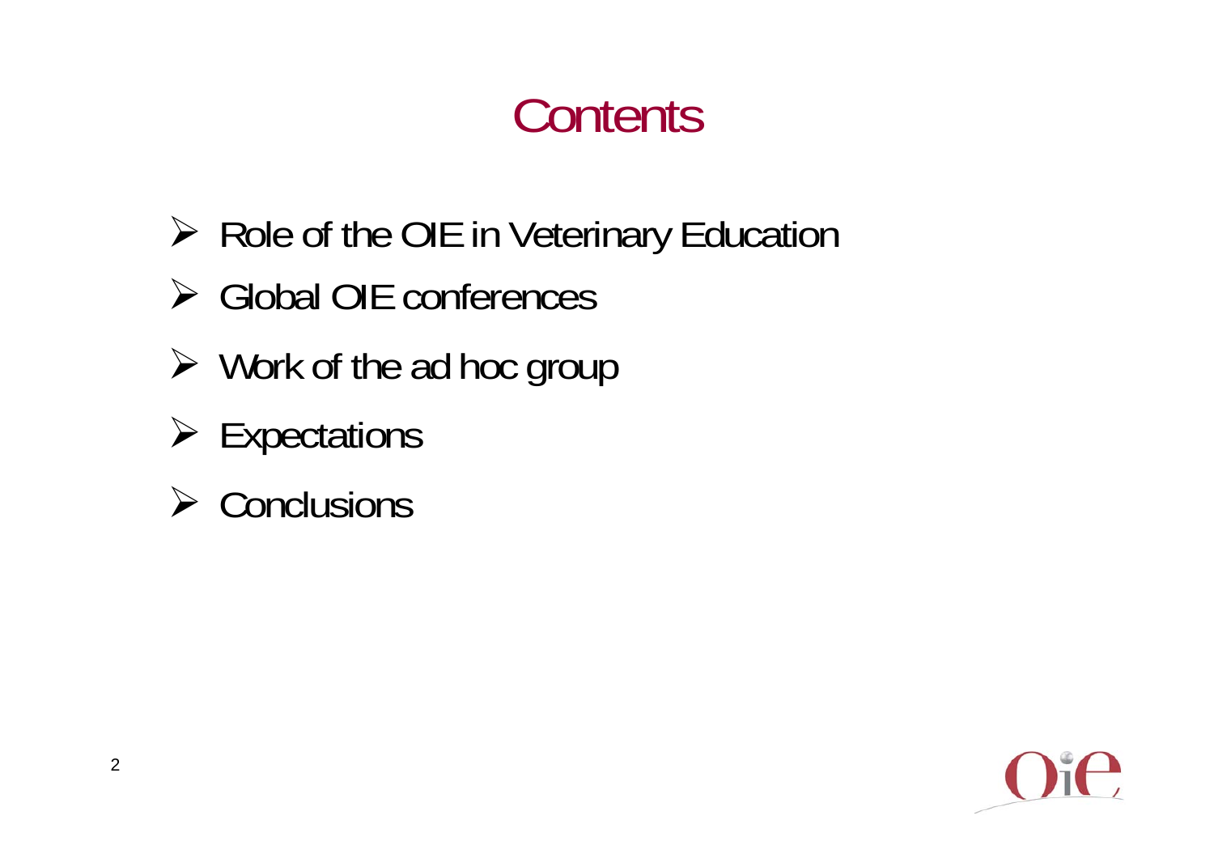# Contents

- Role of the OIE in Veterinary Education
- Global OIE conferences
- Work of the ad hoc group
- Expectations
- Conclusions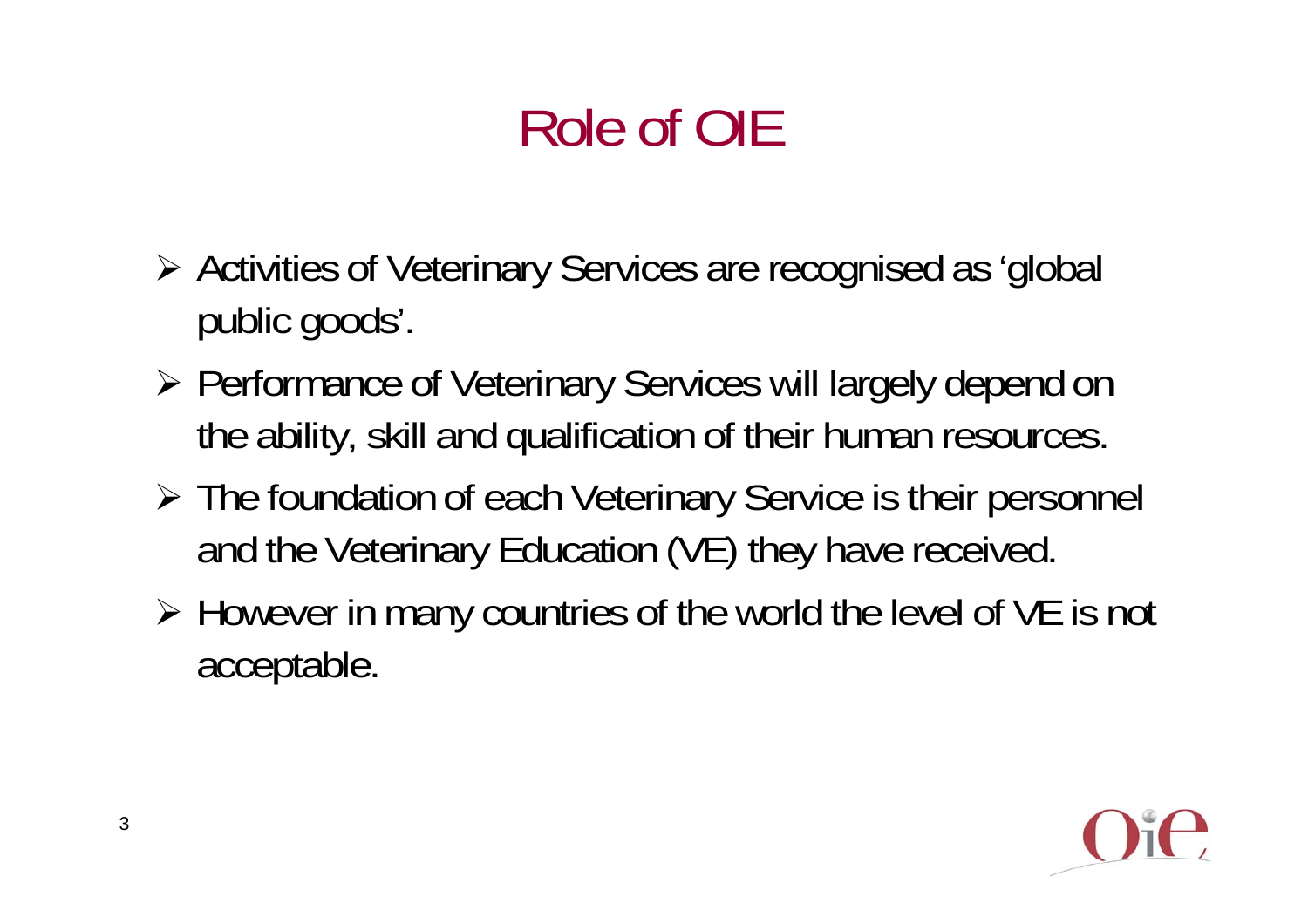# Role of OIE

- Activities of Veterinary Services are recognised as 'global public goods'.
- Performance of Veterinary Services will largely depend on the ability, skill and qualification of their human resources.
- The foundation of each Veterinary Service is their personnel and the Veterinary Education (VE) they have received.
- However in many countries of the world the level of VE is not acceptable.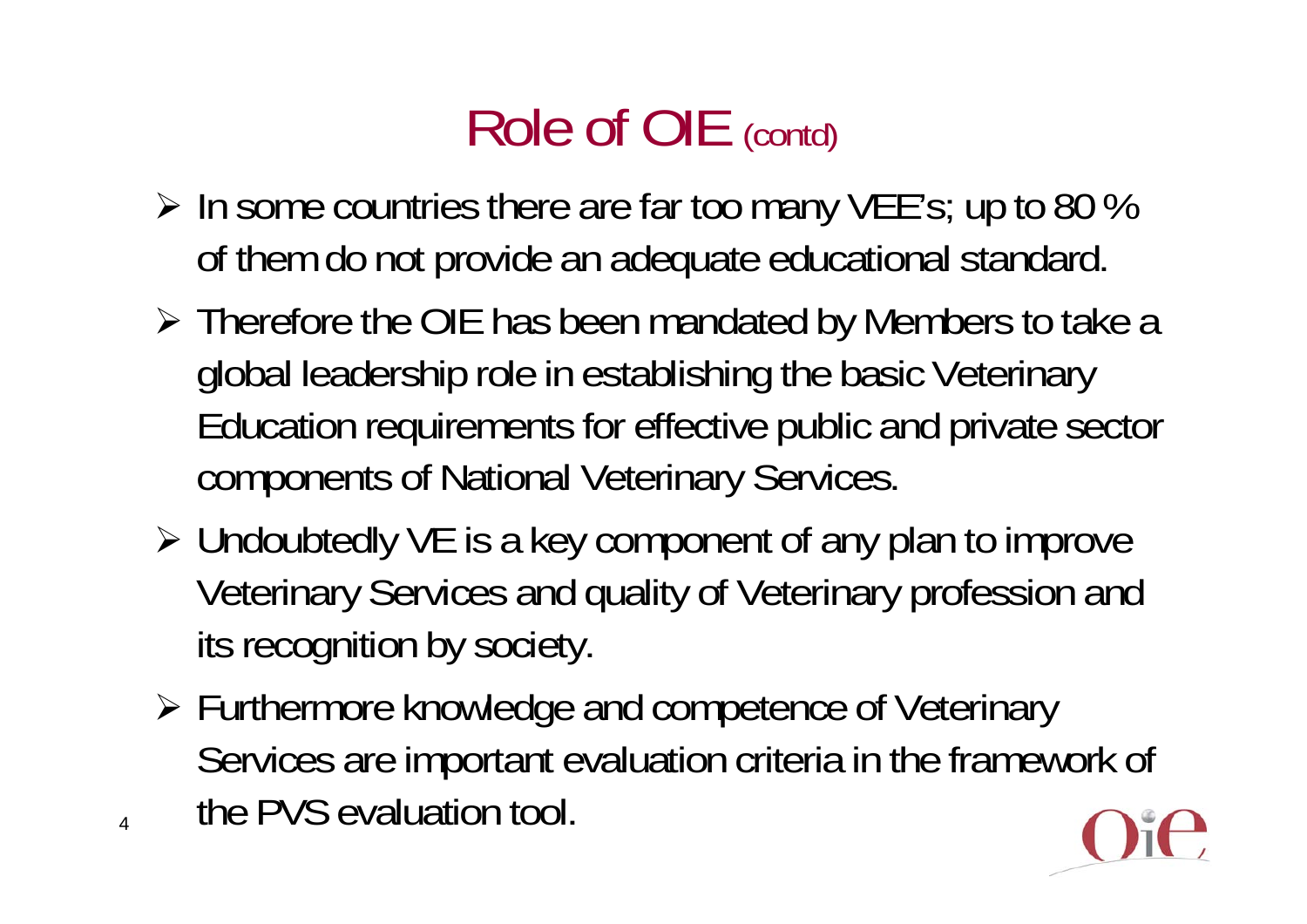# Role of OIE (contd)

- In some countries there are far too many VEE's; up to 80 % of them do not provide an adequate educational standard.
- Therefore the OIE has been mandated by Members to take a global leadership role in establishing the basic Veterinary Education requirements for effective public and private sector components of National Veterinary Services.
- Undoubtedly VE is a key component of any plan to improve Veterinary Services and quality of Veterinary profession and its recognition by society.
- Furthermore knowledge and competence of Veterinary Services are important evaluation criteria in the framework of the PVS evaluation tool.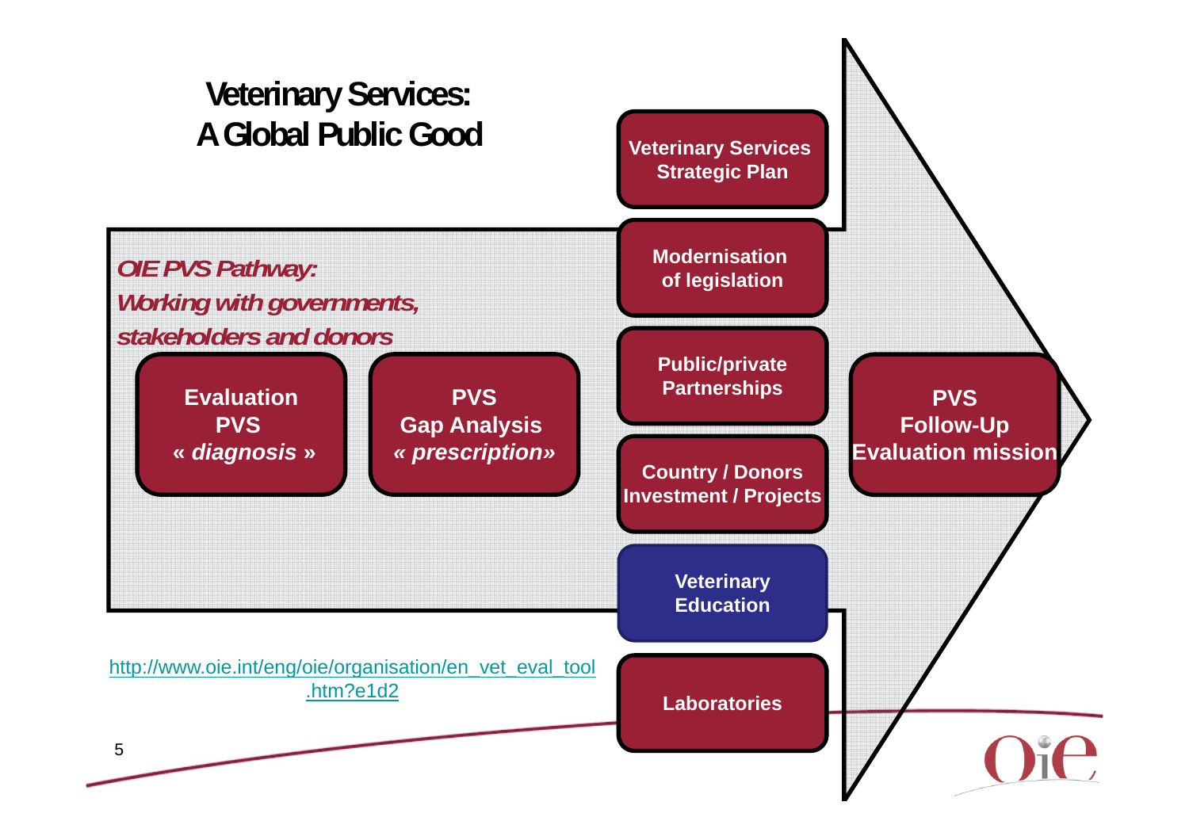# Veterinary Services: A Global Public Good

*OIE PVS Pathway: Working with governments, stakeholders and donors*

**Evaluation PVS « *diagnosis* »**

**PVS Gap Analysis « *prescription*»**

**Veterinary Services Strategic Plan**

**Modernisation of legislation**

**Public/private Partnerships**

**Country / Donors Investment / Projects**

**Veterinary Education**

**Laboratories**

**PVS Follow-Up Evaluation mission**

http://www.oie.int/eng/oie/organisation/en_vet_eval_tool.htm?e1d2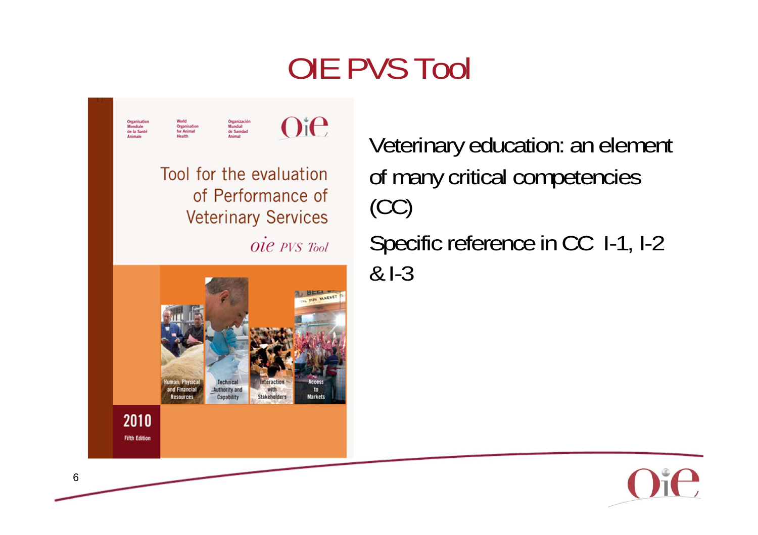# OIE PVS Tool

Veterinary education: an element of many critical competencies (CC)

Specific reference in CC I-1, I-2 & I-3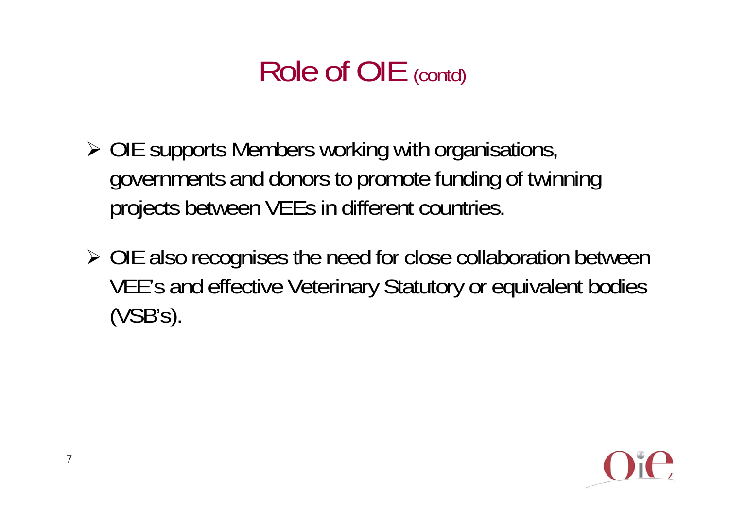# Role of OIE (contd)

- OIE supports Members working with organisations, governments and donors to promote funding of twinning projects between VEEs in different countries.
- OIE also recognises the need for close collaboration between VEE's and effective Veterinary Statutory or equivalent bodies (VSB's).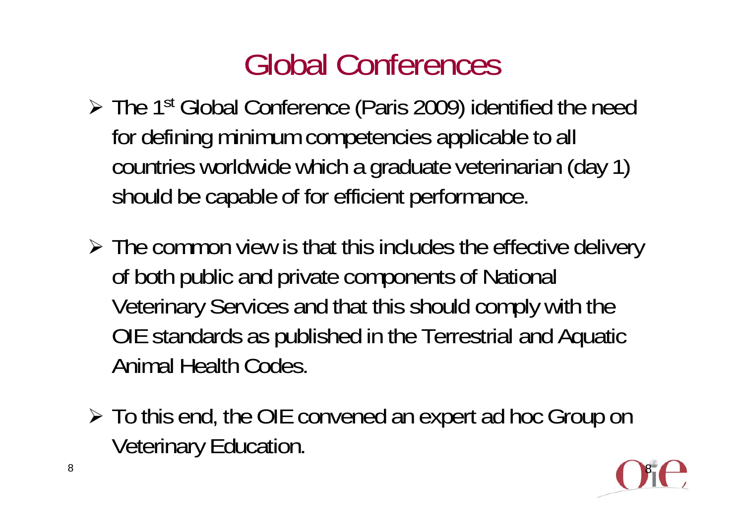# Global Conferences

- The 1st Global Conference (Paris 2009) identified the need for defining minimum competencies applicable to all countries worldwide which a graduate veterinarian (day 1) should be capable of for efficient performance.

- The common view is that this includes the effective delivery of both public and private components of National Veterinary Services and that this should comply with the OIE standards as published in the Terrestrial and Aquatic Animal Health Codes.

- To this end, the OIE convened an expert ad hoc Group on Veterinary Education.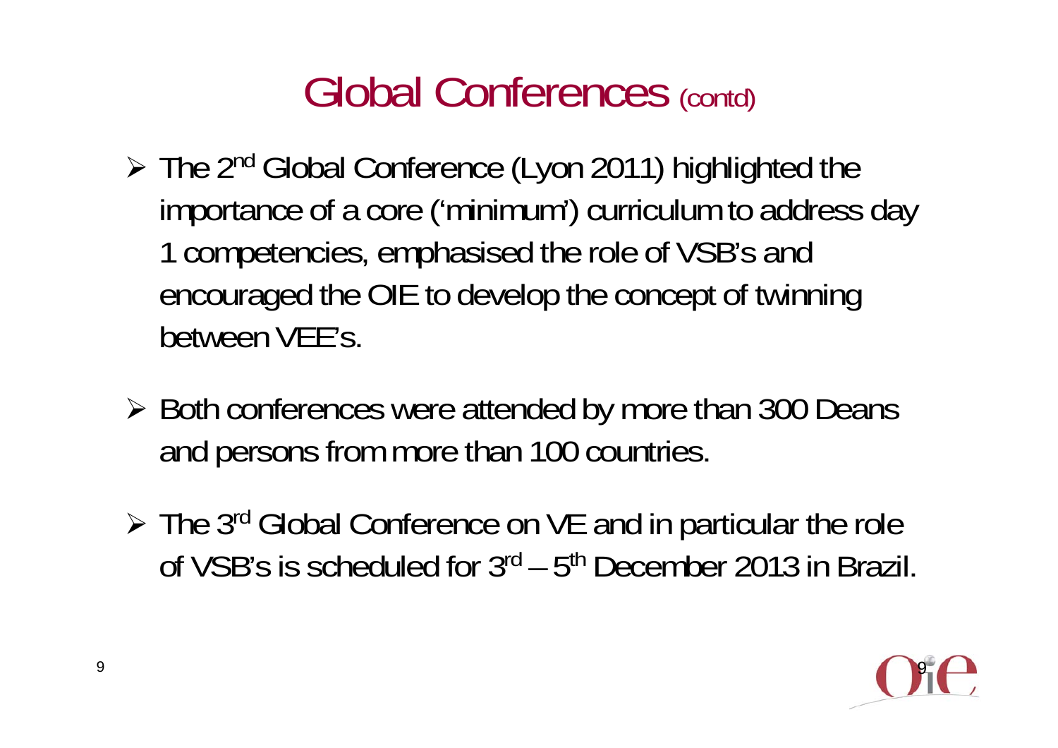# Global Conferences (contd)

- The 2nd Global Conference (Lyon 2011) highlighted the importance of a core ('minimum') curriculum to address day 1 competencies, emphasised the role of VSB's and encouraged the OIE to develop the concept of twinning between VEE's.

- Both conferences were attended by more than 300 Deans and persons from more than 100 countries.

- The 3rd Global Conference on VE and in particular the role of VSB's is scheduled for 3rd – 5th December 2013 in Brazil.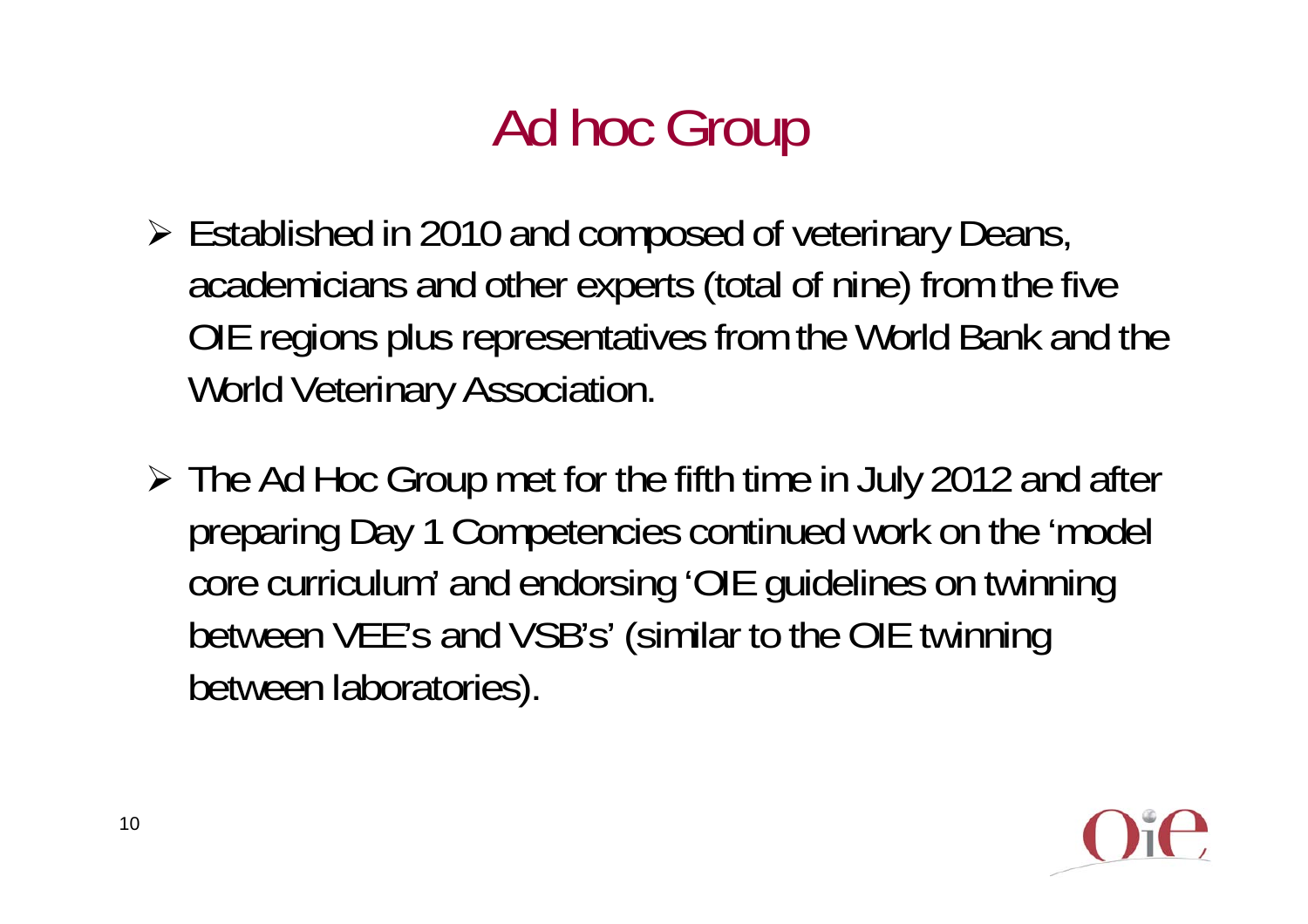# Ad hoc Group

- Established in 2010 and composed of veterinary Deans, academicians and other experts (total of nine) from the five OIE regions plus representatives from the World Bank and the World Veterinary Association.
- The Ad Hoc Group met for the fifth time in July 2012 and after preparing Day 1 Competencies continued work on the 'model core curriculum' and endorsing 'OIE guidelines on twinning between VEE's and VSB's' (similar to the OIE twinning between laboratories).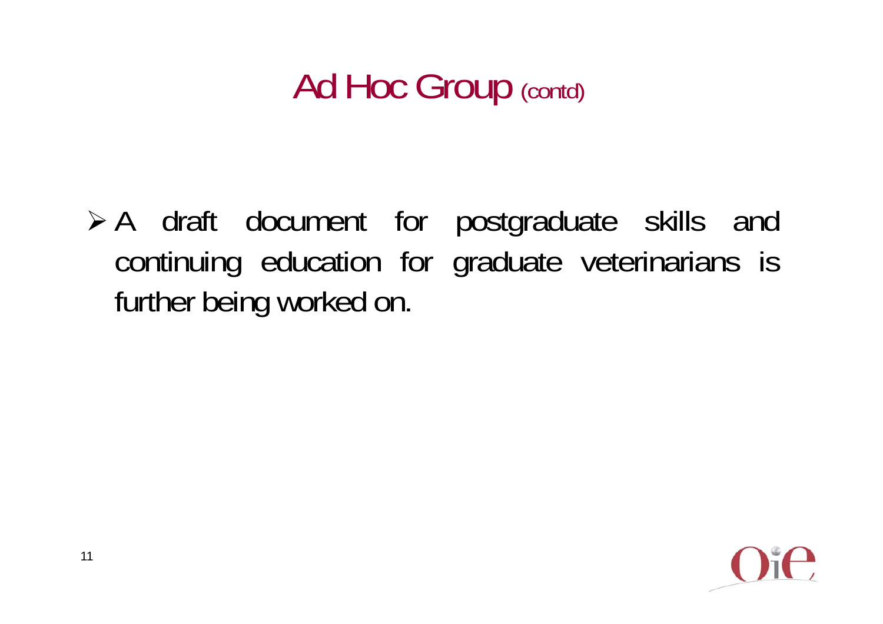# Ad Hoc Group (contd)

- A draft document for postgraduate skills and continuing education for graduate veterinarians is further being worked on.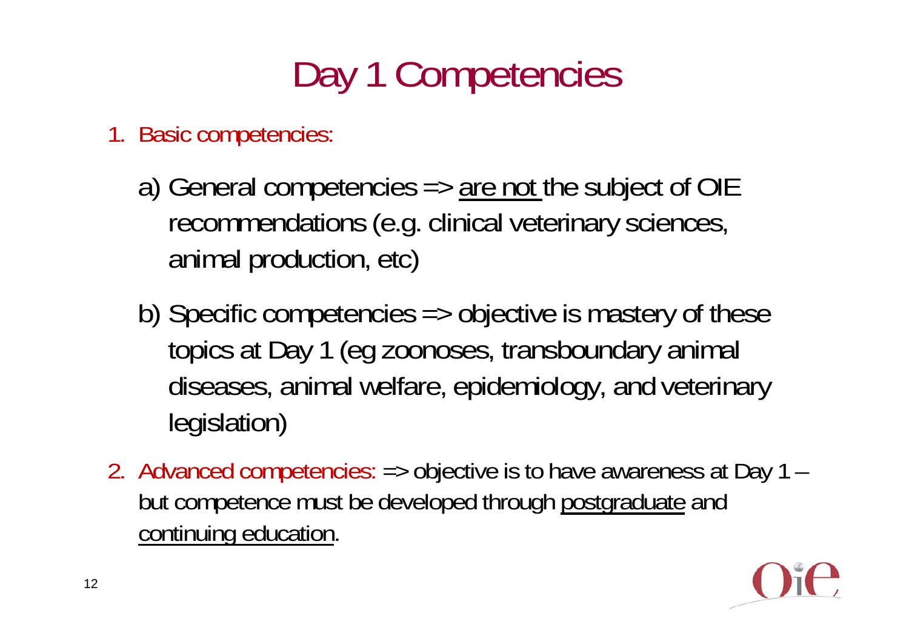# Day 1 Competencies

1. Basic competencies:

   a) General competencies => <u>are not</u> the subject of OIE recommendations (e.g. clinical veterinary sciences, animal production, etc)

   b) Specific competencies => objective is mastery of these topics at Day 1 (eg zoonoses, transboundary animal diseases, animal welfare, epidemiology, and veterinary legislation)

2. Advanced competencies: => objective is to have awareness at Day 1 – but competence must be developed through <u>postgraduate</u> and <u>continuing education</u>.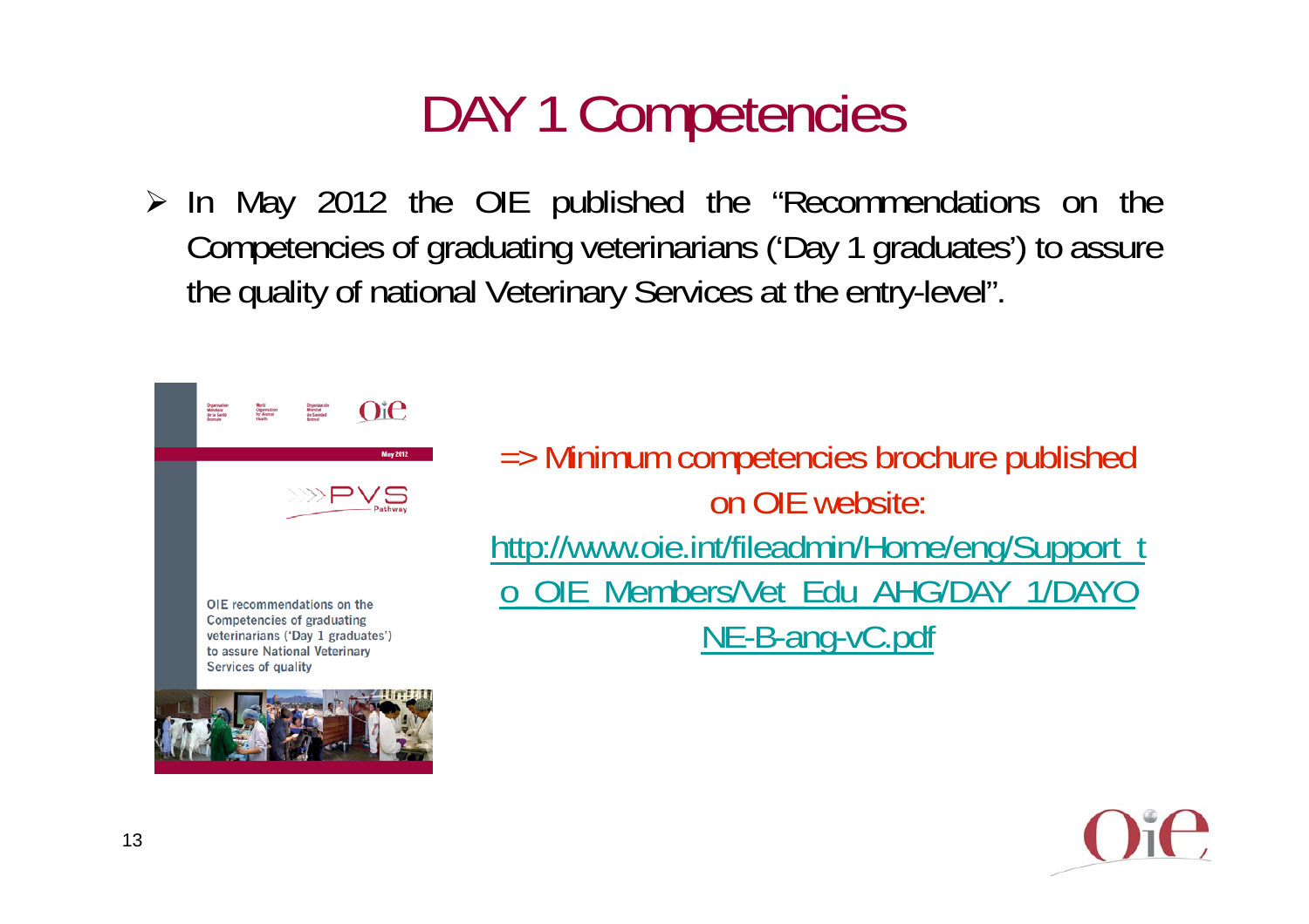# DAY 1 Competencies

- In May 2012 the OIE published the “Recommendations on the Competencies of graduating veterinarians (‘Day 1 graduates’) to assure the quality of national Veterinary Services at the entry-level”.

=> Minimum competencies brochure published on OIE website:

http://www.oie.int/fileadmin/Home/eng/Support_to_OIE_Members/Vet_Edu_AHG/DAY_1/DAYONE-B-ang-vC.pdf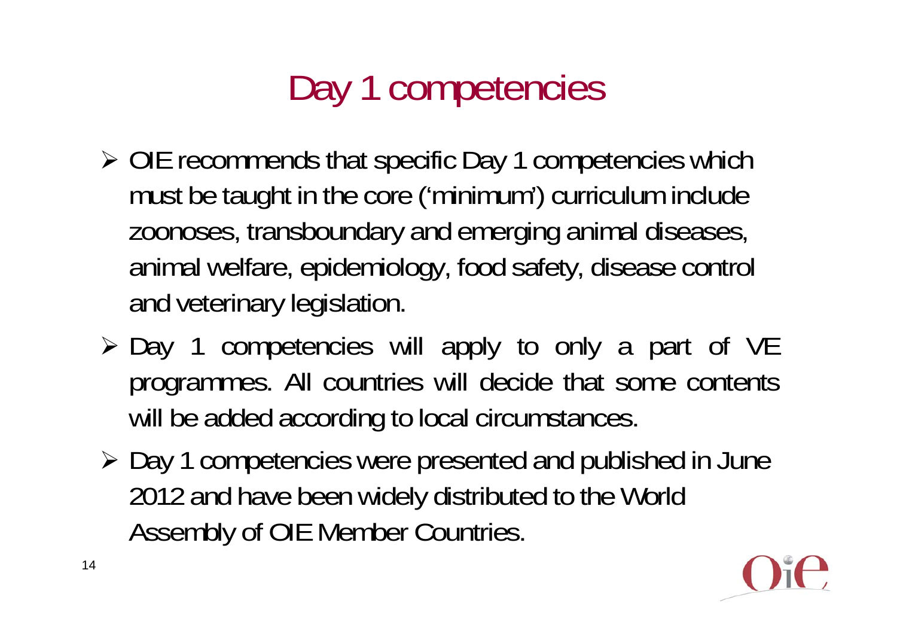# Day 1 competencies

- OIE recommends that specific Day 1 competencies which must be taught in the core ('minimum') curriculum include zoonoses, transboundary and emerging animal diseases, animal welfare, epidemiology, food safety, disease control and veterinary legislation.
- Day 1 competencies will apply to only a part of VE programmes. All countries will decide that some contents will be added according to local circumstances.
- Day 1 competencies were presented and published in June 2012 and have been widely distributed to the World Assembly of OIE Member Countries.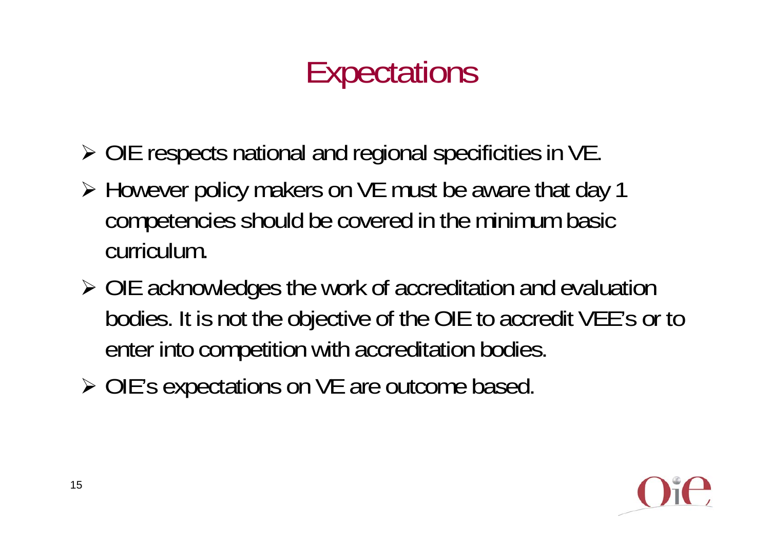# Expectations

- OIE respects national and regional specificities in VE.
- However policy makers on VE must be aware that day 1 competencies should be covered in the minimum basic curriculum.
- OIE acknowledges the work of accreditation and evaluation bodies. It is not the objective of the OIE to accredit VEE's or to enter into competition with accreditation bodies.
- OIE's expectations on VE are outcome based.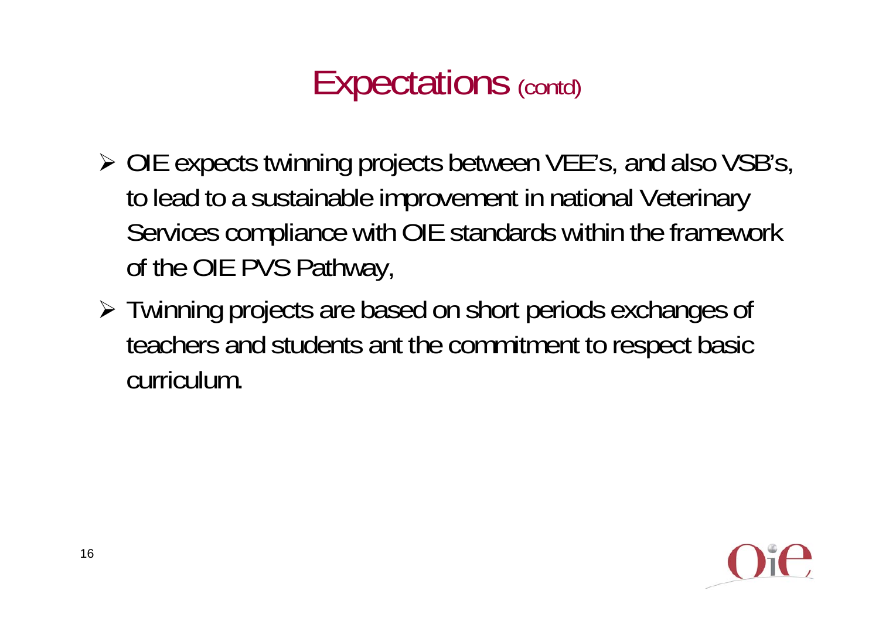# Expectations (contd)

- OIE expects twinning projects between VEE's, and also VSB's, to lead to a sustainable improvement in national Veterinary Services compliance with OIE standards within the framework of the OIE PVS Pathway,
- Twinning projects are based on short periods exchanges of teachers and students ant the commitment to respect basic curriculum.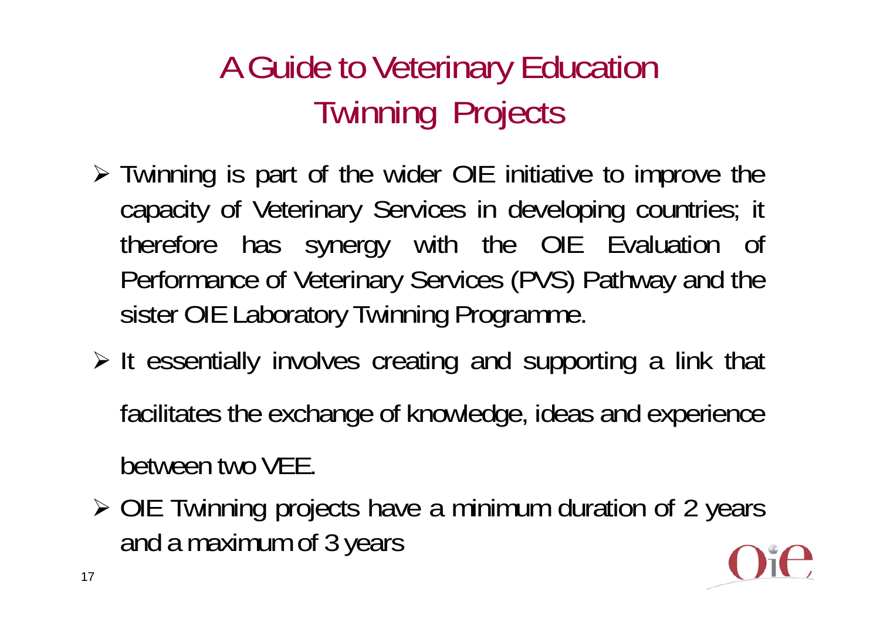# A Guide to Veterinary Education Twinning Projects

- Twinning is part of the wider OIE initiative to improve the capacity of Veterinary Services in developing countries; it therefore has synergy with the OIE Evaluation of Performance of Veterinary Services (PVS) Pathway and the sister OIE Laboratory Twinning Programme.
- It essentially involves creating and supporting a link that facilitates the exchange of knowledge, ideas and experience between two VEE.
- OIE Twinning projects have a minimum duration of 2 years and a maximum of 3 years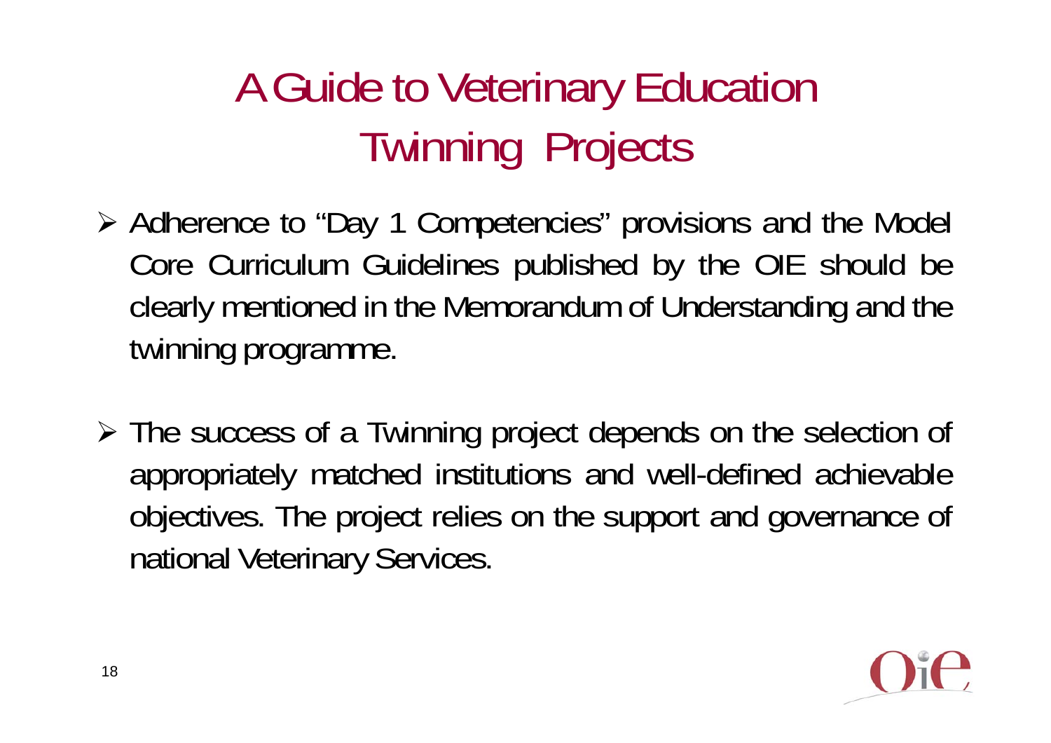# A Guide to Veterinary Education Twinning Projects

- Adherence to "Day 1 Competencies" provisions and the Model Core Curriculum Guidelines published by the OIE should be clearly mentioned in the Memorandum of Understanding and the twinning programme.

- The success of a Twinning project depends on the selection of appropriately matched institutions and well-defined achievable objectives. The project relies on the support and governance of national Veterinary Services.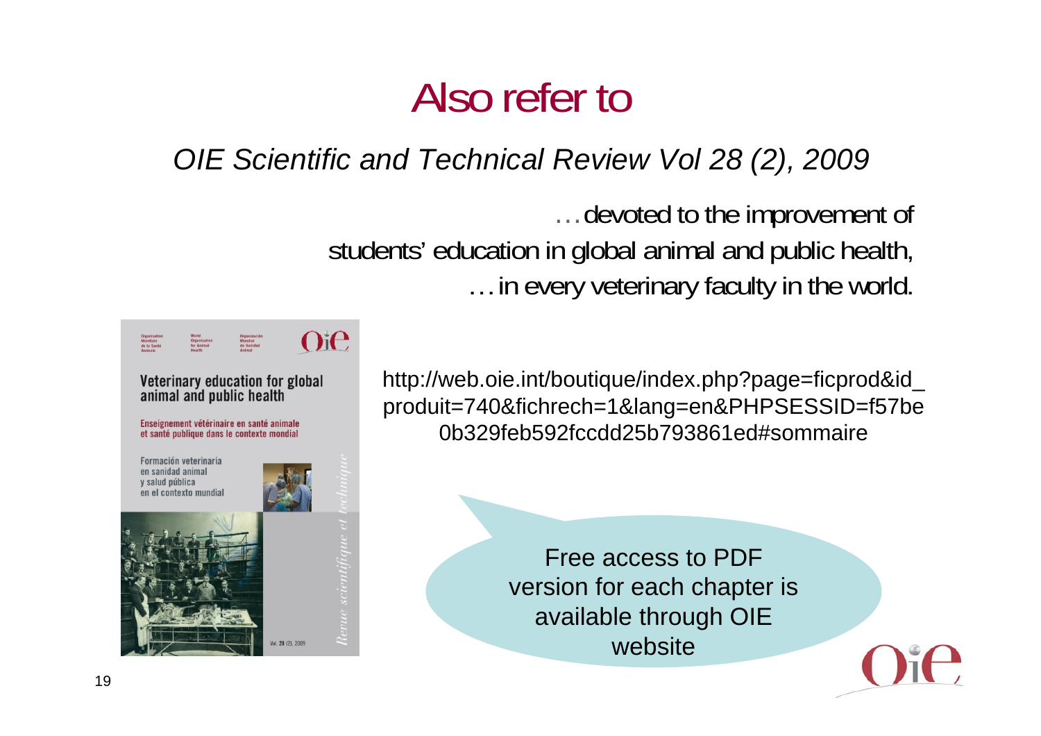# Also refer to

*OIE Scientific and Technical Review Vol 28 (2), 2009*

…devoted to the improvement of students' education in global animal and public health, …in every veterinary faculty in the world.

http://web.oie.int/boutique/index.php?page=ficprod&id_produit=740&fichrech=1&lang=en&PHPSESSID=f57be0b329feb592fccdd25b793861ed#sommaire

Free access to PDF version for each chapter is available through OIE website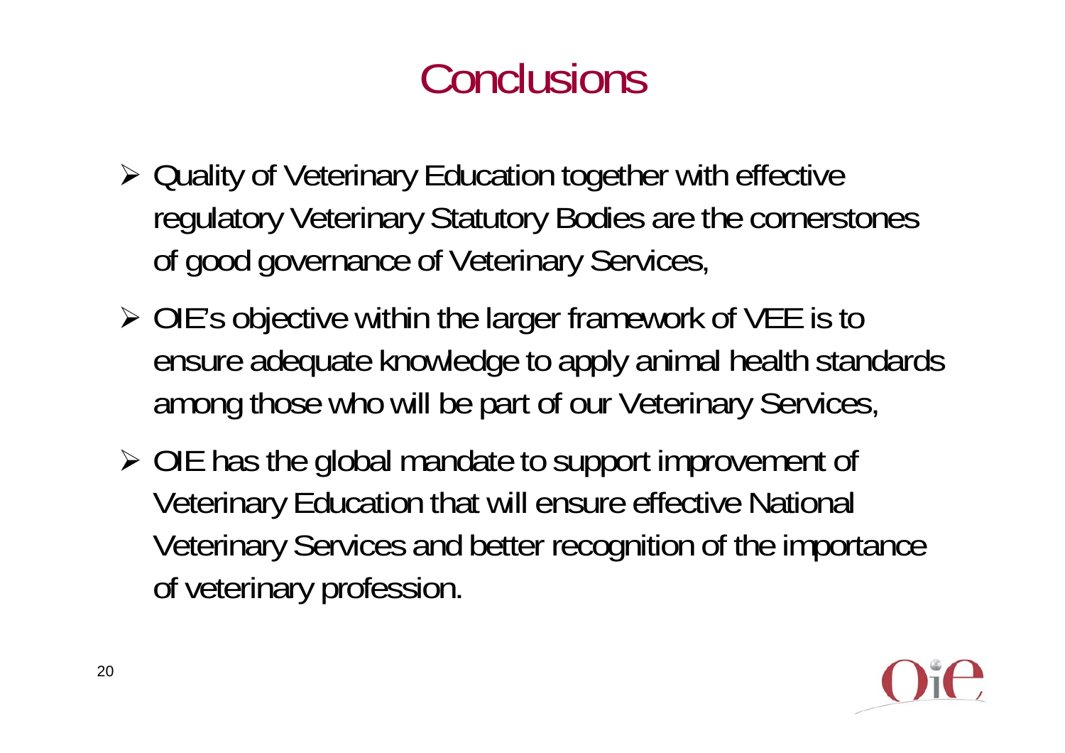# Conclusions

- Quality of Veterinary Education together with effective regulatory Veterinary Statutory Bodies are the cornerstones of good governance of Veterinary Services,
- OIE's objective within the larger framework of VEE is to ensure adequate knowledge to apply animal health standards among those who will be part of our Veterinary Services,
- OIE has the global mandate to support improvement of Veterinary Education that will ensure effective National Veterinary Services and better recognition of the importance of veterinary profession.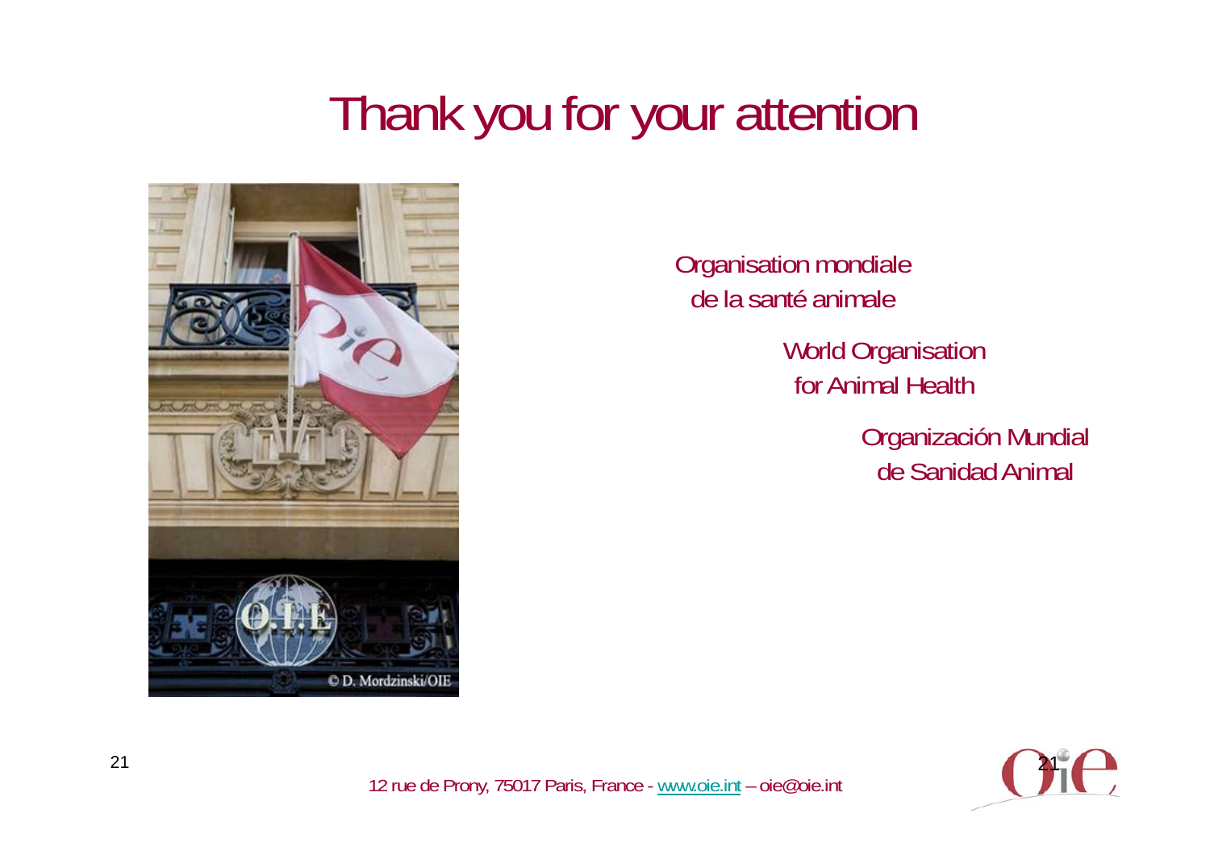# Thank you for your attention

Organisation mondiale
de la santé animale

World Organisation
for Animal Health

Organización Mundial
de Sanidad Animal

12 rue de Prony, 75017 Paris, France - www.oie.int – oie@oie.int